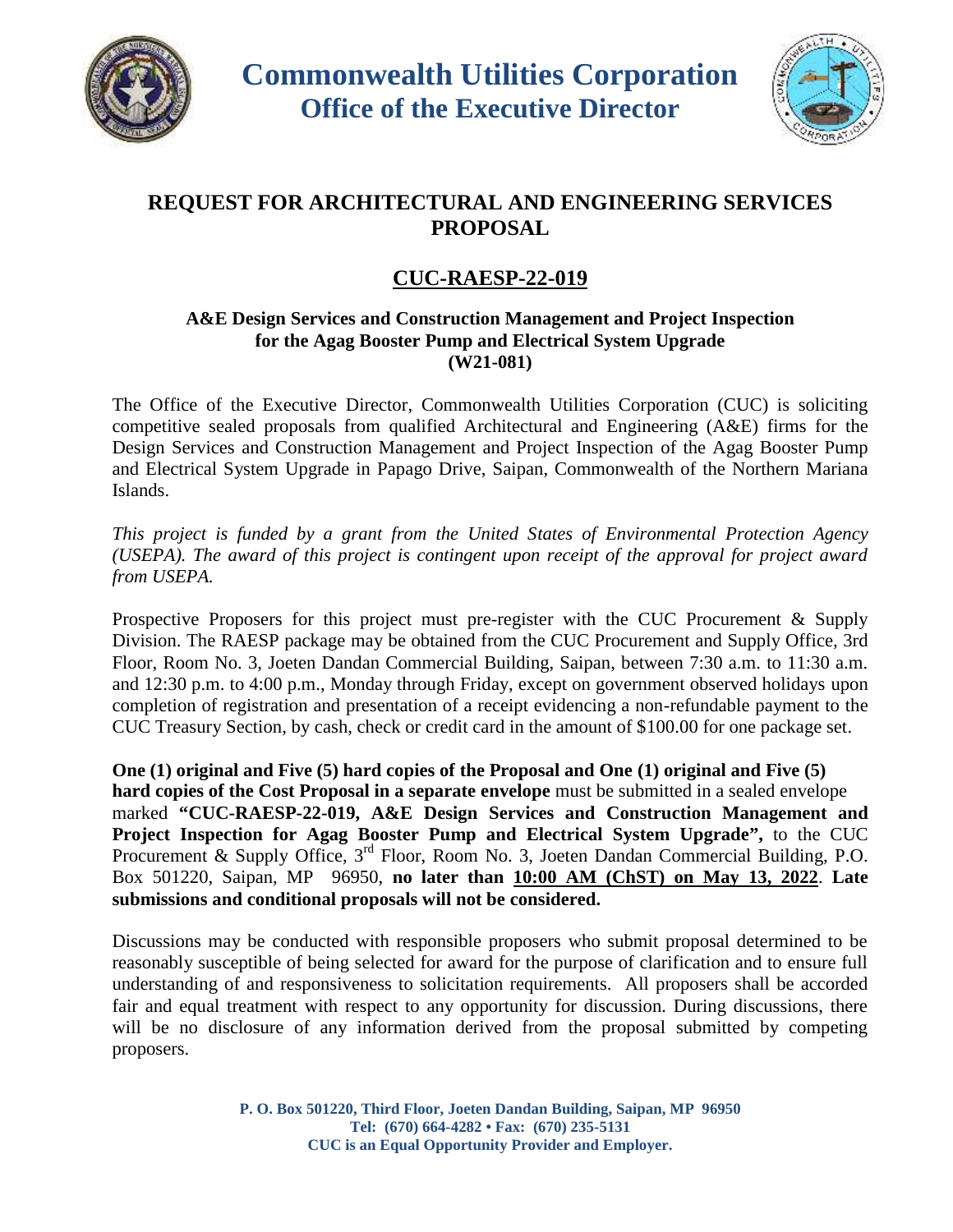# Commonwealth Utilities Corporation
## Office of the Executive Director

## REQUEST FOR ARCHITECTURAL AND ENGINEERING SERVICES PROPOSAL

## CUC-RAESP-22-019

### A&E Design Services and Construction Management and Project Inspection for the Agag Booster Pump and Electrical System Upgrade (W21-081)

The Office of the Executive Director, Commonwealth Utilities Corporation (CUC) is soliciting competitive sealed proposals from qualified Architectural and Engineering (A&E) firms for the Design Services and Construction Management and Project Inspection of the Agag Booster Pump and Electrical System Upgrade in Papago Drive, Saipan, Commonwealth of the Northern Mariana Islands.

*This project is funded by a grant from the United States of Environmental Protection Agency (USEPA). The award of this project is contingent upon receipt of the approval for project award from USEPA.*

Prospective Proposers for this project must pre-register with the CUC Procurement & Supply Division. The RAESP package may be obtained from the CUC Procurement and Supply Office, 3rd Floor, Room No. 3, Joeten Dandan Commercial Building, Saipan, between 7:30 a.m. to 11:30 a.m. and 12:30 p.m. to 4:00 p.m., Monday through Friday, except on government observed holidays upon completion of registration and presentation of a receipt evidencing a non-refundable payment to the CUC Treasury Section, by cash, check or credit card in the amount of $100.00 for one package set.

**One (1) original and Five (5) hard copies of the Proposal and One (1) original and Five (5) hard copies of the Cost Proposal in a separate envelope** must be submitted in a sealed envelope marked **"CUC-RAESP-22-019, A&E Design Services and Construction Management and Project Inspection for Agag Booster Pump and Electrical System Upgrade",** to the CUC Procurement & Supply Office, 3rd Floor, Room No. 3, Joeten Dandan Commercial Building, P.O. Box 501220, Saipan, MP 96950, **no later than 10:00 AM (ChST) on May 13, 2022**. **Late submissions and conditional proposals will not be considered.**

Discussions may be conducted with responsible proposers who submit proposal determined to be reasonably susceptible of being selected for award for the purpose of clarification and to ensure full understanding of and responsiveness to solicitation requirements. All proposers shall be accorded fair and equal treatment with respect to any opportunity for discussion. During discussions, there will be no disclosure of any information derived from the proposal submitted by competing proposers.

**P. O. Box 501220, Third Floor, Joeten Dandan Building, Saipan, MP 96950**
**Tel: (670) 664-4282 • Fax: (670) 235-5131**
**CUC is an Equal Opportunity Provider and Employer.**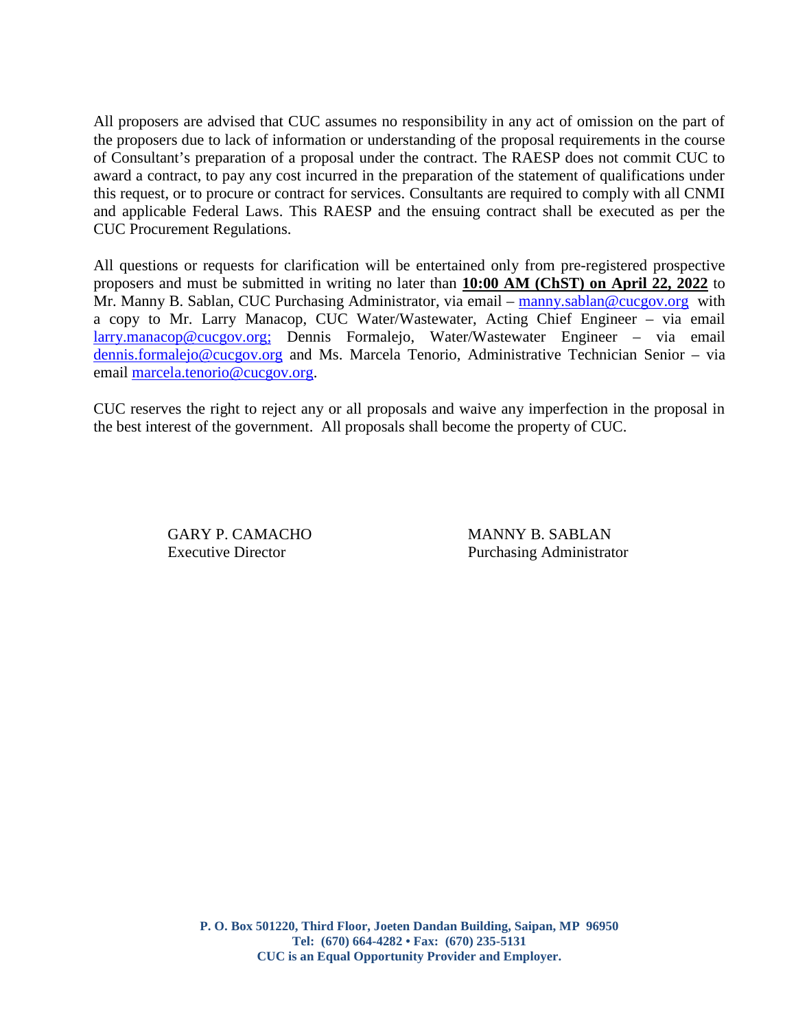All proposers are advised that CUC assumes no responsibility in any act of omission on the part of the proposers due to lack of information or understanding of the proposal requirements in the course of Consultant's preparation of a proposal under the contract. The RAESP does not commit CUC to award a contract, to pay any cost incurred in the preparation of the statement of qualifications under this request, or to procure or contract for services. Consultants are required to comply with all CNMI and applicable Federal Laws. This RAESP and the ensuing contract shall be executed as per the CUC Procurement Regulations.

All questions or requests for clarification will be entertained only from pre-registered prospective proposers and must be submitted in writing no later than **10:00 AM (ChST) on April 22, 2022** to Mr. Manny B. Sablan, CUC Purchasing Administrator, via email – manny.sablan@cucgov.org with a copy to Mr. Larry Manacop, CUC Water/Wastewater, Acting Chief Engineer – via email larry.manacop@cucgov.org; Dennis Formalejo, Water/Wastewater Engineer – via email dennis.formalejo@cucgov.org and Ms. Marcela Tenorio, Administrative Technician Senior – via email marcela.tenorio@cucgov.org.

CUC reserves the right to reject any or all proposals and waive any imperfection in the proposal in the best interest of the government. All proposals shall become the property of CUC.

GARY P. CAMACHO
Executive Director

MANNY B. SABLAN
Purchasing Administrator

**P. O. Box 501220, Third Floor, Joeten Dandan Building, Saipan, MP 96950**
**Tel: (670) 664-4282 • Fax: (670) 235-5131**
**CUC is an Equal Opportunity Provider and Employer.**